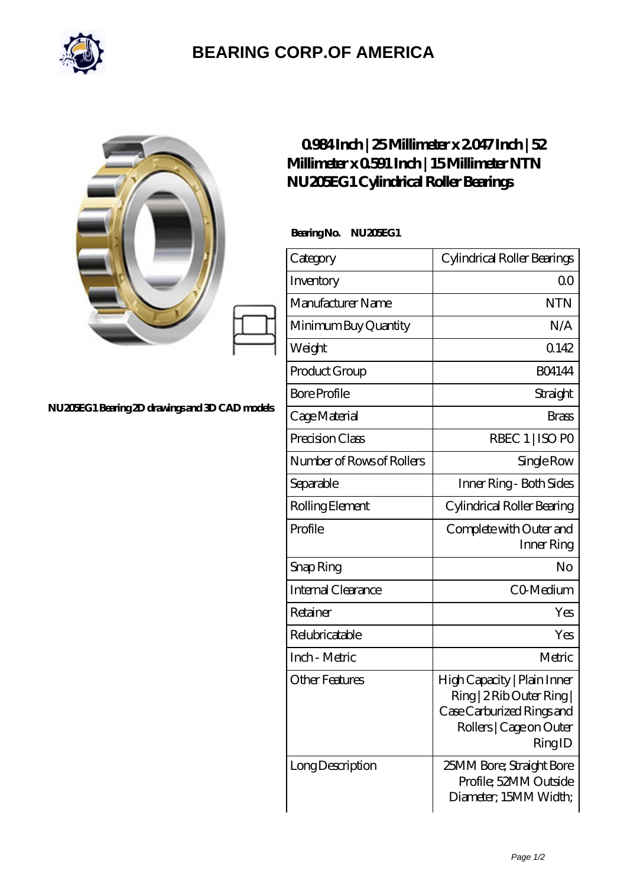# BEARING CORP.OF AMERICA

NU205EG1 Bearing 2D drawings and 3D CAD models

## 0.984 Inch | 25 Millimeter x 2.047 Inch | 52 Millimeter x 0.591 Inch | 15 Millimeter NTN NU205EG1 Cylindrical Roller Bearings

**Bearing No. NU205EG1**

| Category | Cylindrical Roller Bearings |
|---|---|
| Inventory | 0.0 |
| Manufacturer Name | NTN |
| Minimum Buy Quantity | N/A |
| Weight | 0.142 |
| Product Group | B04144 |
| Bore Profile | Straight |
| Cage Material | Brass |
| Precision Class | RBEC 1 \| ISO P0 |
| Number of Rows of Rollers | Single Row |
| Separable | Inner Ring - Both Sides |
| Rolling Element | Cylindrical Roller Bearing |
| Profile | Complete with Outer and Inner Ring |
| Snap Ring | No |
| Internal Clearance | C0-Medium |
| Retainer | Yes |
| Relubricatable | Yes |
| Inch - Metric | Metric |
| Other Features | High Capacity \| Plain Inner Ring \| 2 Rib Outer Ring \| Case Carburized Rings and Rollers \| Cage on Outer Ring ID |
| Long Description | 25MM Bore; Straight Bore Profile; 52MM Outside Diameter; 15MM Width; |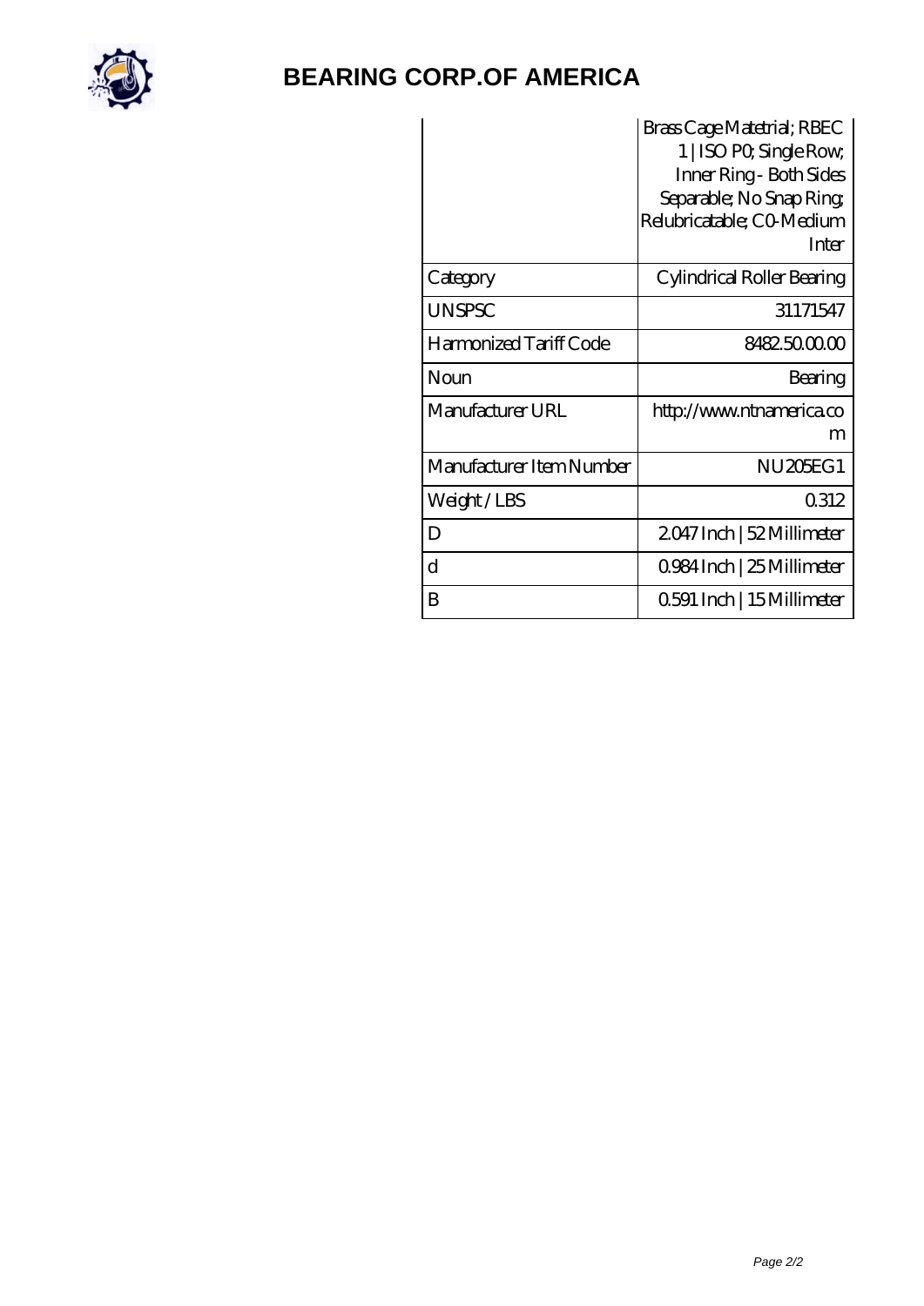| | |
|---|---|
| | Brass Cage Matetrial; RBEC 1 \| ISO P0; Single Row; Inner Ring - Both Sides Separable; No Snap Ring; Relubricatable; C0-Medium Inter |
| Category | Cylindrical Roller Bearing |
| UNSPSC | 31171547 |
| Harmonized Tariff Code | 8482.50.00.00 |
| Noun | Bearing |
| Manufacturer URL | http://www.ntnamerica.com |
| Manufacturer Item Number | NU205EG1 |
| Weight / LBS | 0.312 |
| D | 2.047 Inch \| 52 Millimeter |
| d | 0.984 Inch \| 25 Millimeter |
| B | 0.591 Inch \| 15 Millimeter |